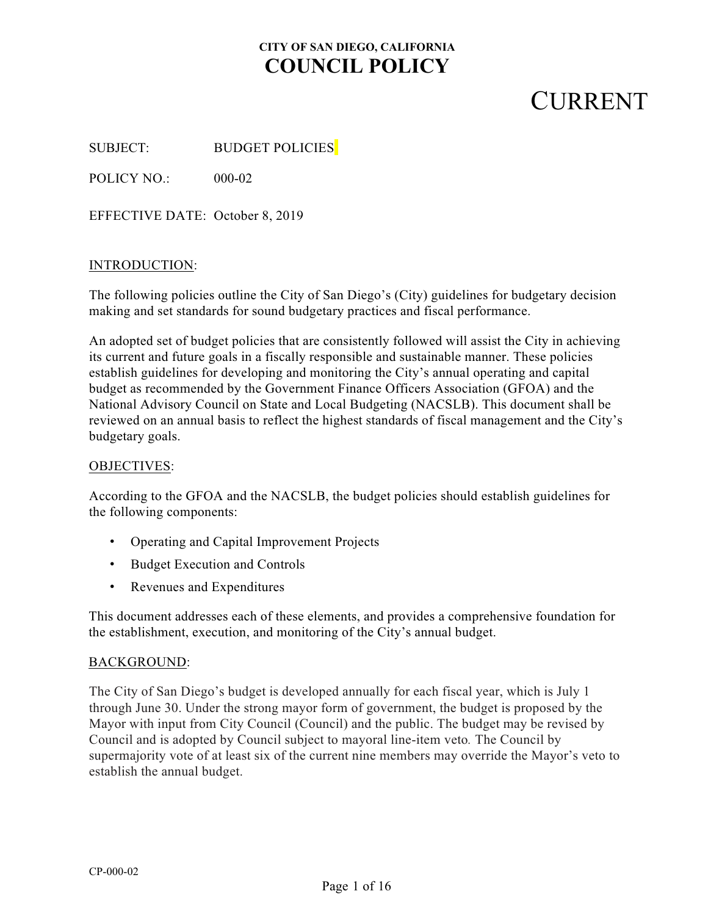**CITY OF SAN DIEGO, CALIFORNIA**
# COUNCIL POLICY

# CURRENT

SUBJECT: BUDGET POLICIES

POLICY NO.: 000-02

EFFECTIVE DATE: October 8, 2019

## INTRODUCTION:

The following policies outline the City of San Diego's (City) guidelines for budgetary decision making and set standards for sound budgetary practices and fiscal performance.

An adopted set of budget policies that are consistently followed will assist the City in achieving its current and future goals in a fiscally responsible and sustainable manner. These policies establish guidelines for developing and monitoring the City's annual operating and capital budget as recommended by the Government Finance Officers Association (GFOA) and the National Advisory Council on State and Local Budgeting (NACSLB). This document shall be reviewed on an annual basis to reflect the highest standards of fiscal management and the City's budgetary goals.

## OBJECTIVES:

According to the GFOA and the NACSLB, the budget policies should establish guidelines for the following components:

- Operating and Capital Improvement Projects
- Budget Execution and Controls
- Revenues and Expenditures

This document addresses each of these elements, and provides a comprehensive foundation for the establishment, execution, and monitoring of the City's annual budget.

## BACKGROUND:

The City of San Diego's budget is developed annually for each fiscal year, which is July 1 through June 30. Under the strong mayor form of government, the budget is proposed by the Mayor with input from City Council (Council) and the public. The budget may be revised by Council and is adopted by Council subject to mayoral line-item veto. The Council by supermajority vote of at least six of the current nine members may override the Mayor's veto to establish the annual budget.

CP-000-02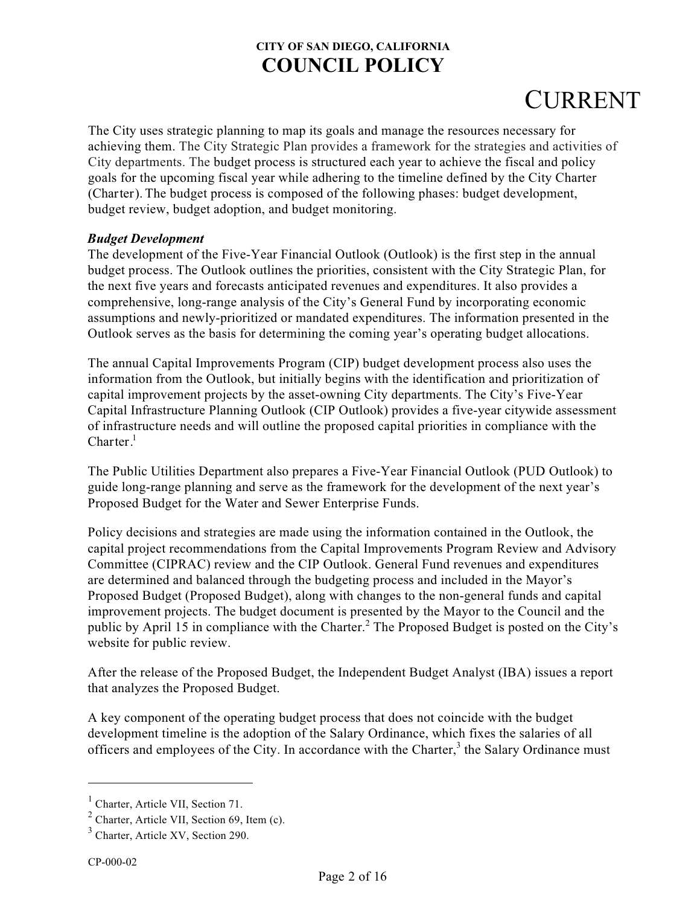The City uses strategic planning to map its goals and manage the resources necessary for achieving them. The City Strategic Plan provides a framework for the strategies and activities of City departments. The budget process is structured each year to achieve the fiscal and policy goals for the upcoming fiscal year while adhering to the timeline defined by the City Charter (Charter). The budget process is composed of the following phases: budget development, budget review, budget adoption, and budget monitoring.

***Budget Development***

The development of the Five-Year Financial Outlook (Outlook) is the first step in the annual budget process. The Outlook outlines the priorities, consistent with the City Strategic Plan, for the next five years and forecasts anticipated revenues and expenditures. It also provides a comprehensive, long-range analysis of the City's General Fund by incorporating economic assumptions and newly-prioritized or mandated expenditures. The information presented in the Outlook serves as the basis for determining the coming year's operating budget allocations.

The annual Capital Improvements Program (CIP) budget development process also uses the information from the Outlook, but initially begins with the identification and prioritization of capital improvement projects by the asset-owning City departments. The City's Five-Year Capital Infrastructure Planning Outlook (CIP Outlook) provides a five-year citywide assessment of infrastructure needs and will outline the proposed capital priorities in compliance with the Charter.[1]

The Public Utilities Department also prepares a Five-Year Financial Outlook (PUD Outlook) to guide long-range planning and serve as the framework for the development of the next year's Proposed Budget for the Water and Sewer Enterprise Funds.

Policy decisions and strategies are made using the information contained in the Outlook, the capital project recommendations from the Capital Improvements Program Review and Advisory Committee (CIPRAC) review and the CIP Outlook. General Fund revenues and expenditures are determined and balanced through the budgeting process and included in the Mayor's Proposed Budget (Proposed Budget), along with changes to the non-general funds and capital improvement projects. The budget document is presented by the Mayor to the Council and the public by April 15 in compliance with the Charter.[2] The Proposed Budget is posted on the City's website for public review.

After the release of the Proposed Budget, the Independent Budget Analyst (IBA) issues a report that analyzes the Proposed Budget.

A key component of the operating budget process that does not coincide with the budget development timeline is the adoption of the Salary Ordinance, which fixes the salaries of all officers and employees of the City. In accordance with the Charter,[3] the Salary Ordinance must

---

[1] Charter, Article VII, Section 71.

[2] Charter, Article VII, Section 69, Item (c).

[3] Charter, Article XV, Section 290.

CP-000-02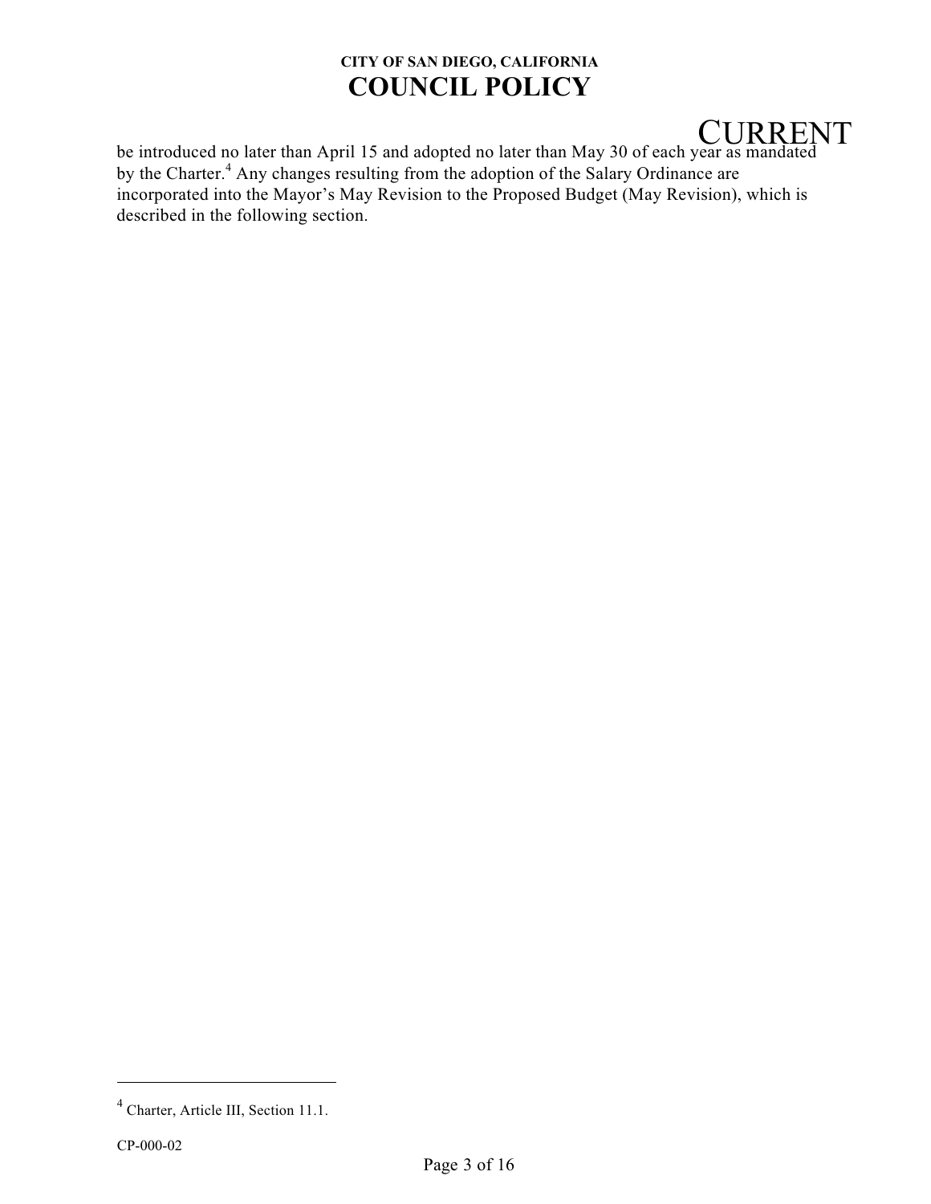be introduced no later than April 15 and adopted no later than May 30 of each year as mandated by the Charter.[4] Any changes resulting from the adoption of the Salary Ordinance are incorporated into the Mayor's May Revision to the Proposed Budget (May Revision), which is described in the following section.

[4] Charter, Article III, Section 11.1.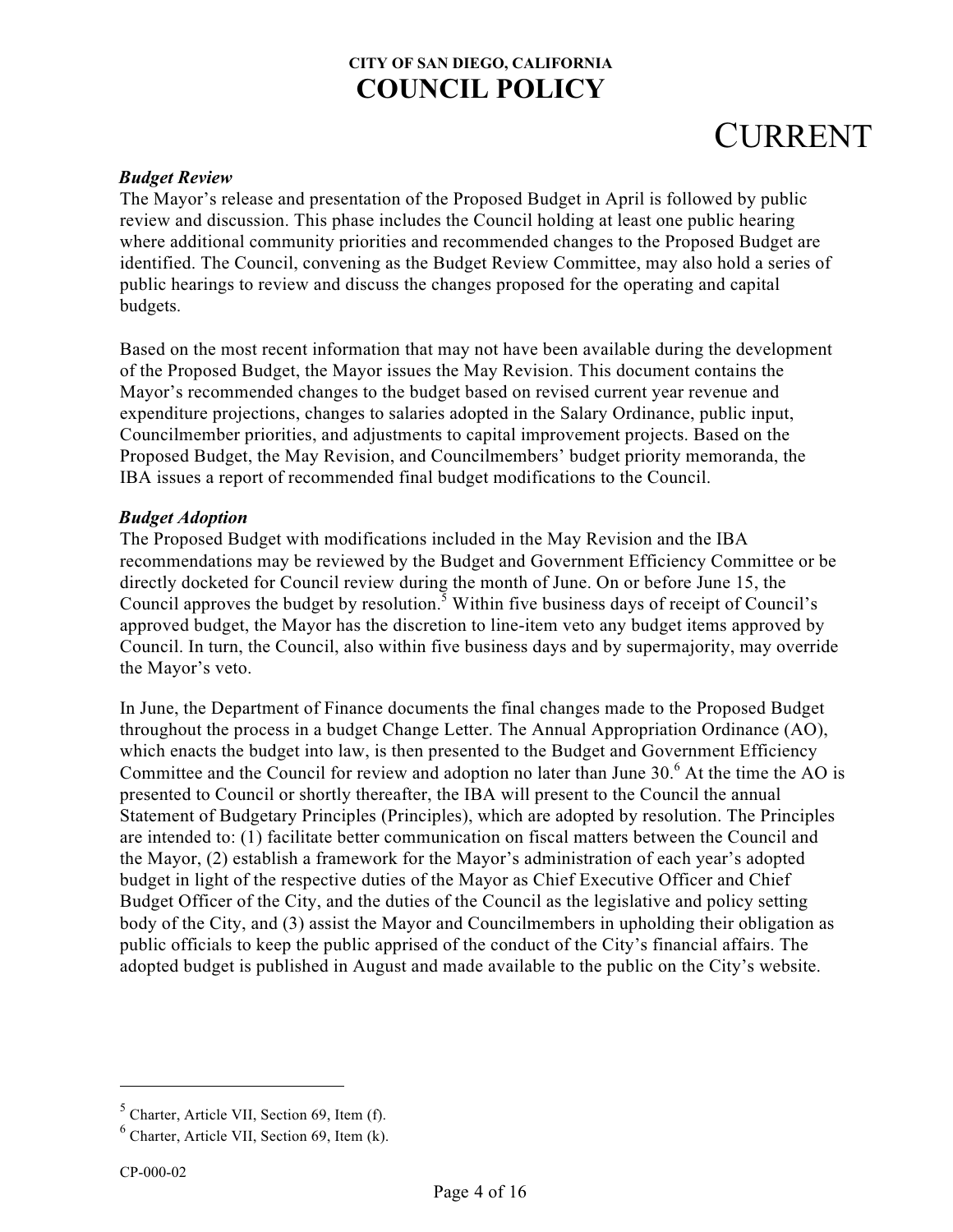***Budget Review***

The Mayor's release and presentation of the Proposed Budget in April is followed by public review and discussion. This phase includes the Council holding at least one public hearing where additional community priorities and recommended changes to the Proposed Budget are identified. The Council, convening as the Budget Review Committee, may also hold a series of public hearings to review and discuss the changes proposed for the operating and capital budgets.

Based on the most recent information that may not have been available during the development of the Proposed Budget, the Mayor issues the May Revision. This document contains the Mayor's recommended changes to the budget based on revised current year revenue and expenditure projections, changes to salaries adopted in the Salary Ordinance, public input, Councilmember priorities, and adjustments to capital improvement projects. Based on the Proposed Budget, the May Revision, and Councilmembers' budget priority memoranda, the IBA issues a report of recommended final budget modifications to the Council.

***Budget Adoption***

The Proposed Budget with modifications included in the May Revision and the IBA recommendations may be reviewed by the Budget and Government Efficiency Committee or be directly docketed for Council review during the month of June. On or before June 15, the Council approves the budget by resolution.[5] Within five business days of receipt of Council's approved budget, the Mayor has the discretion to line-item veto any budget items approved by Council. In turn, the Council, also within five business days and by supermajority, may override the Mayor's veto.

In June, the Department of Finance documents the final changes made to the Proposed Budget throughout the process in a budget Change Letter. The Annual Appropriation Ordinance (AO), which enacts the budget into law, is then presented to the Budget and Government Efficiency Committee and the Council for review and adoption no later than June 30.[6] At the time the AO is presented to Council or shortly thereafter, the IBA will present to the Council the annual Statement of Budgetary Principles (Principles), which are adopted by resolution. The Principles are intended to: (1) facilitate better communication on fiscal matters between the Council and the Mayor, (2) establish a framework for the Mayor's administration of each year's adopted budget in light of the respective duties of the Mayor as Chief Executive Officer and Chief Budget Officer of the City, and the duties of the Council as the legislative and policy setting body of the City, and (3) assist the Mayor and Councilmembers in upholding their obligation as public officials to keep the public apprised of the conduct of the City's financial affairs. The adopted budget is published in August and made available to the public on the City's website.

---

[5] Charter, Article VII, Section 69, Item (f).

[6] Charter, Article VII, Section 69, Item (k).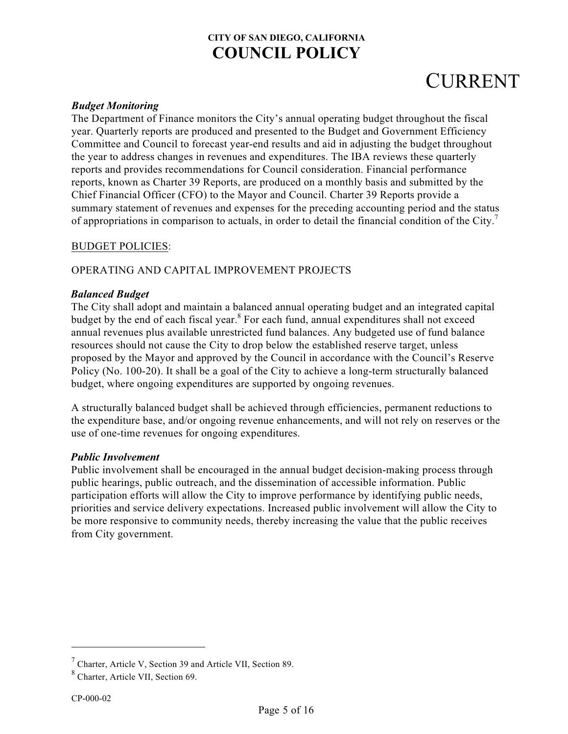***Budget Monitoring***

The Department of Finance monitors the City's annual operating budget throughout the fiscal year. Quarterly reports are produced and presented to the Budget and Government Efficiency Committee and Council to forecast year-end results and aid in adjusting the budget throughout the year to address changes in revenues and expenditures. The IBA reviews these quarterly reports and provides recommendations for Council consideration. Financial performance reports, known as Charter 39 Reports, are produced on a monthly basis and submitted by the Chief Financial Officer (CFO) to the Mayor and Council. Charter 39 Reports provide a summary statement of revenues and expenses for the preceding accounting period and the status of appropriations in comparison to actuals, in order to detail the financial condition of the City.[7]

BUDGET POLICIES:

OPERATING AND CAPITAL IMPROVEMENT PROJECTS

***Balanced Budget***

The City shall adopt and maintain a balanced annual operating budget and an integrated capital budget by the end of each fiscal year.[8] For each fund, annual expenditures shall not exceed annual revenues plus available unrestricted fund balances. Any budgeted use of fund balance resources should not cause the City to drop below the established reserve target, unless proposed by the Mayor and approved by the Council in accordance with the Council's Reserve Policy (No. 100-20). It shall be a goal of the City to achieve a long-term structurally balanced budget, where ongoing expenditures are supported by ongoing revenues.

A structurally balanced budget shall be achieved through efficiencies, permanent reductions to the expenditure base, and/or ongoing revenue enhancements, and will not rely on reserves or the use of one-time revenues for ongoing expenditures.

***Public Involvement***

Public involvement shall be encouraged in the annual budget decision-making process through public hearings, public outreach, and the dissemination of accessible information. Public participation efforts will allow the City to improve performance by identifying public needs, priorities and service delivery expectations. Increased public involvement will allow the City to be more responsive to community needs, thereby increasing the value that the public receives from City government.

---

[7] Charter, Article V, Section 39 and Article VII, Section 89.

[8] Charter, Article VII, Section 69.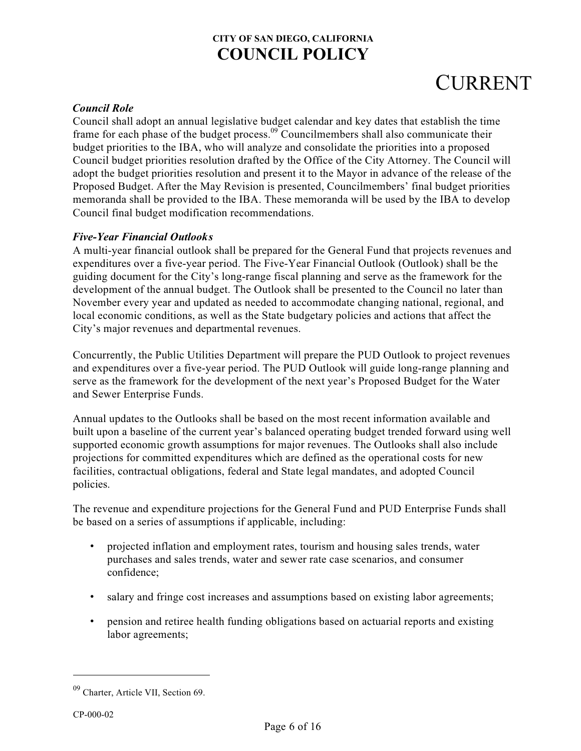### *Council Role*

Council shall adopt an annual legislative budget calendar and key dates that establish the time frame for each phase of the budget process.[09] Councilmembers shall also communicate their budget priorities to the IBA, who will analyze and consolidate the priorities into a proposed Council budget priorities resolution drafted by the Office of the City Attorney. The Council will adopt the budget priorities resolution and present it to the Mayor in advance of the release of the Proposed Budget. After the May Revision is presented, Councilmembers' final budget priorities memoranda shall be provided to the IBA. These memoranda will be used by the IBA to develop Council final budget modification recommendations.

### *Five-Year Financial Outlooks*

A multi-year financial outlook shall be prepared for the General Fund that projects revenues and expenditures over a five-year period. The Five-Year Financial Outlook (Outlook) shall be the guiding document for the City's long-range fiscal planning and serve as the framework for the development of the annual budget. The Outlook shall be presented to the Council no later than November every year and updated as needed to accommodate changing national, regional, and local economic conditions, as well as the State budgetary policies and actions that affect the City's major revenues and departmental revenues.

Concurrently, the Public Utilities Department will prepare the PUD Outlook to project revenues and expenditures over a five-year period. The PUD Outlook will guide long-range planning and serve as the framework for the development of the next year's Proposed Budget for the Water and Sewer Enterprise Funds.

Annual updates to the Outlooks shall be based on the most recent information available and built upon a baseline of the current year's balanced operating budget trended forward using well supported economic growth assumptions for major revenues. The Outlooks shall also include projections for committed expenditures which are defined as the operational costs for new facilities, contractual obligations, federal and State legal mandates, and adopted Council policies.

The revenue and expenditure projections for the General Fund and PUD Enterprise Funds shall be based on a series of assumptions if applicable, including:

- projected inflation and employment rates, tourism and housing sales trends, water purchases and sales trends, water and sewer rate case scenarios, and consumer confidence;
- salary and fringe cost increases and assumptions based on existing labor agreements;
- pension and retiree health funding obligations based on actuarial reports and existing labor agreements;

---

[09] Charter, Article VII, Section 69.

CP-000-02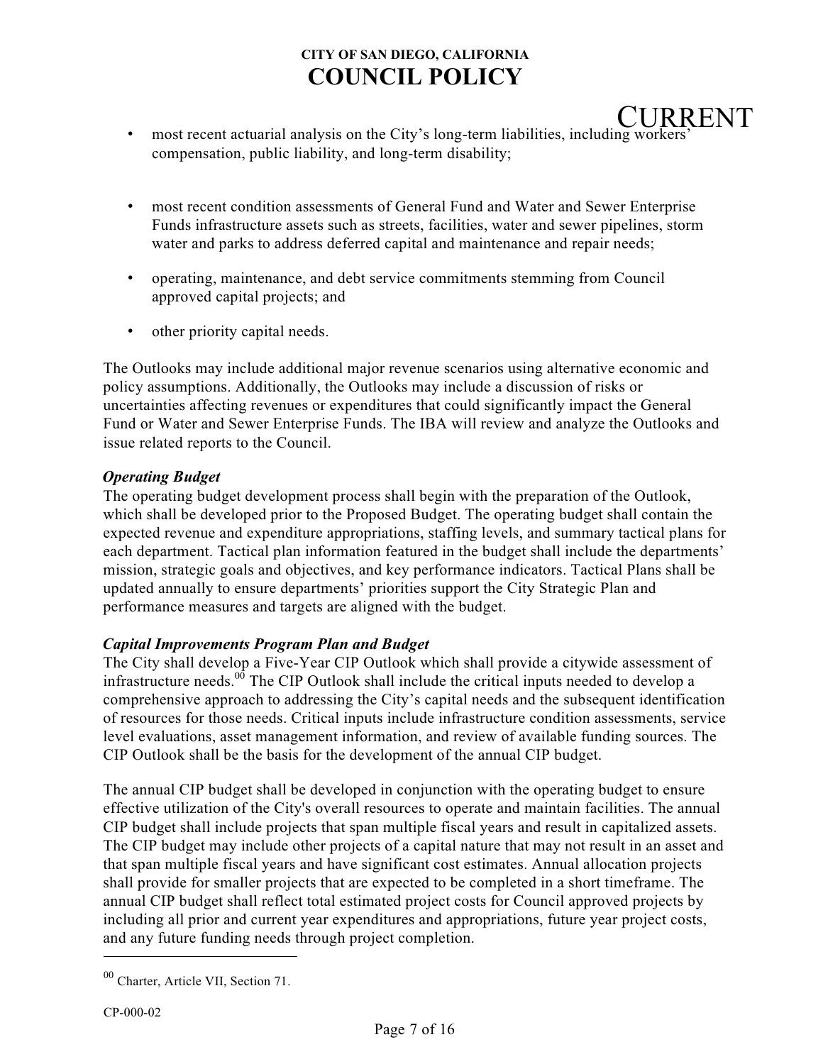- most recent actuarial analysis on the City's long-term liabilities, including workers' compensation, public liability, and long-term disability;

- most recent condition assessments of General Fund and Water and Sewer Enterprise Funds infrastructure assets such as streets, facilities, water and sewer pipelines, storm water and parks to address deferred capital and maintenance and repair needs;

- operating, maintenance, and debt service commitments stemming from Council approved capital projects; and

- other priority capital needs.

The Outlooks may include additional major revenue scenarios using alternative economic and policy assumptions. Additionally, the Outlooks may include a discussion of risks or uncertainties affecting revenues or expenditures that could significantly impact the General Fund or Water and Sewer Enterprise Funds. The IBA will review and analyze the Outlooks and issue related reports to the Council.

***Operating Budget***
The operating budget development process shall begin with the preparation of the Outlook, which shall be developed prior to the Proposed Budget. The operating budget shall contain the expected revenue and expenditure appropriations, staffing levels, and summary tactical plans for each department. Tactical plan information featured in the budget shall include the departments' mission, strategic goals and objectives, and key performance indicators. Tactical Plans shall be updated annually to ensure departments' priorities support the City Strategic Plan and performance measures and targets are aligned with the budget.

***Capital Improvements Program Plan and Budget***
The City shall develop a Five-Year CIP Outlook which shall provide a citywide assessment of infrastructure needs.[00] The CIP Outlook shall include the critical inputs needed to develop a comprehensive approach to addressing the City's capital needs and the subsequent identification of resources for those needs. Critical inputs include infrastructure condition assessments, service level evaluations, asset management information, and review of available funding sources. The CIP Outlook shall be the basis for the development of the annual CIP budget.

The annual CIP budget shall be developed in conjunction with the operating budget to ensure effective utilization of the City's overall resources to operate and maintain facilities. The annual CIP budget shall include projects that span multiple fiscal years and result in capitalized assets. The CIP budget may include other projects of a capital nature that may not result in an asset and that span multiple fiscal years and have significant cost estimates. Annual allocation projects shall provide for smaller projects that are expected to be completed in a short timeframe. The annual CIP budget shall reflect total estimated project costs for Council approved projects by including all prior and current year expenditures and appropriations, future year project costs, and any future funding needs through project completion.

---

[00] Charter, Article VII, Section 71.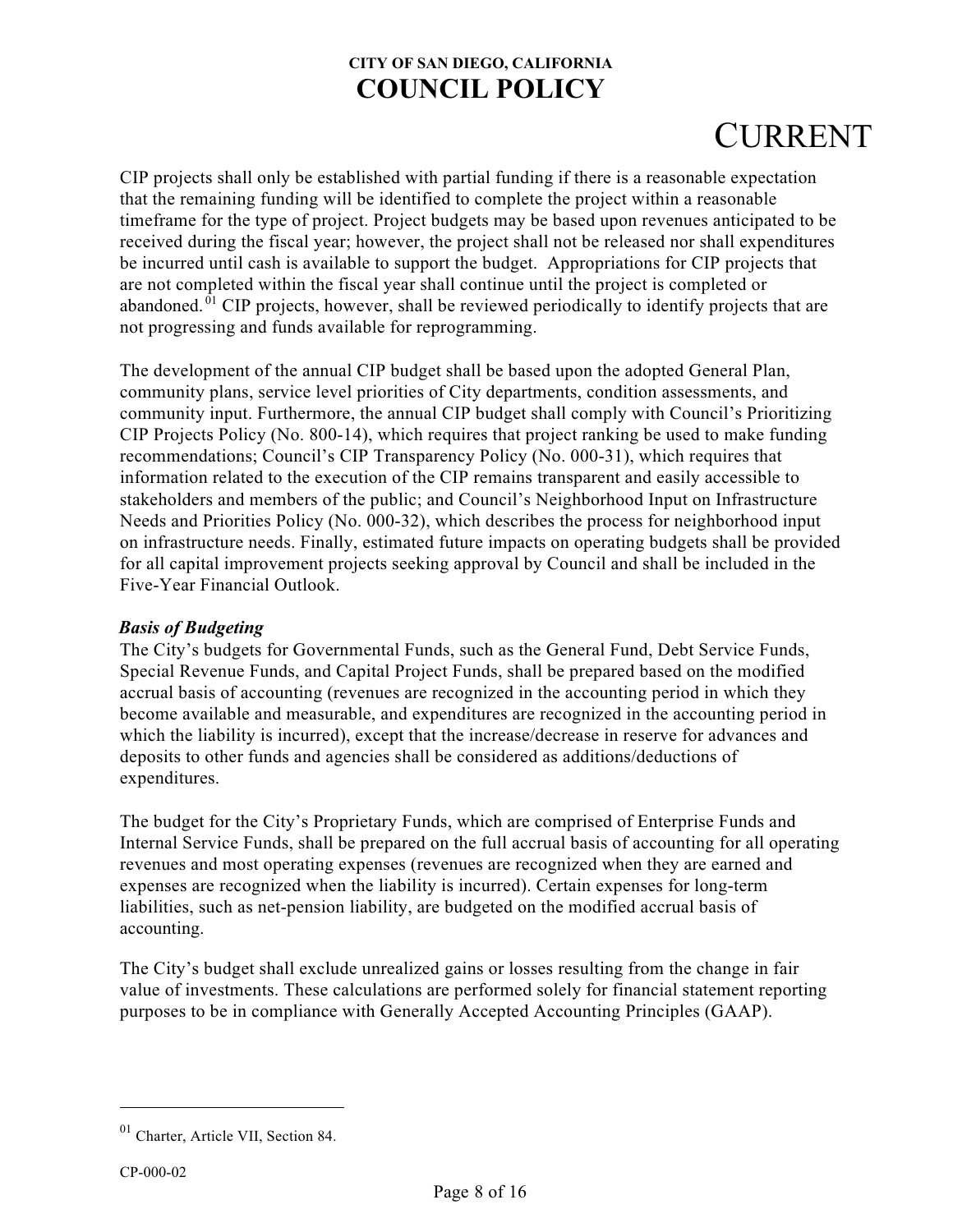CIP projects shall only be established with partial funding if there is a reasonable expectation that the remaining funding will be identified to complete the project within a reasonable timeframe for the type of project. Project budgets may be based upon revenues anticipated to be received during the fiscal year; however, the project shall not be released nor shall expenditures be incurred until cash is available to support the budget. Appropriations for CIP projects that are not completed within the fiscal year shall continue until the project is completed or abandoned.[01] CIP projects, however, shall be reviewed periodically to identify projects that are not progressing and funds available for reprogramming.

The development of the annual CIP budget shall be based upon the adopted General Plan, community plans, service level priorities of City departments, condition assessments, and community input. Furthermore, the annual CIP budget shall comply with Council's Prioritizing CIP Projects Policy (No. 800-14), which requires that project ranking be used to make funding recommendations; Council's CIP Transparency Policy (No. 000-31), which requires that information related to the execution of the CIP remains transparent and easily accessible to stakeholders and members of the public; and Council's Neighborhood Input on Infrastructure Needs and Priorities Policy (No. 000-32), which describes the process for neighborhood input on infrastructure needs. Finally, estimated future impacts on operating budgets shall be provided for all capital improvement projects seeking approval by Council and shall be included in the Five-Year Financial Outlook.

***Basis of Budgeting***

The City's budgets for Governmental Funds, such as the General Fund, Debt Service Funds, Special Revenue Funds, and Capital Project Funds, shall be prepared based on the modified accrual basis of accounting (revenues are recognized in the accounting period in which they become available and measurable, and expenditures are recognized in the accounting period in which the liability is incurred), except that the increase/decrease in reserve for advances and deposits to other funds and agencies shall be considered as additions/deductions of expenditures.

The budget for the City's Proprietary Funds, which are comprised of Enterprise Funds and Internal Service Funds, shall be prepared on the full accrual basis of accounting for all operating revenues and most operating expenses (revenues are recognized when they are earned and expenses are recognized when the liability is incurred). Certain expenses for long-term liabilities, such as net-pension liability, are budgeted on the modified accrual basis of accounting.

The City's budget shall exclude unrealized gains or losses resulting from the change in fair value of investments. These calculations are performed solely for financial statement reporting purposes to be in compliance with Generally Accepted Accounting Principles (GAAP).

---

[01] Charter, Article VII, Section 84.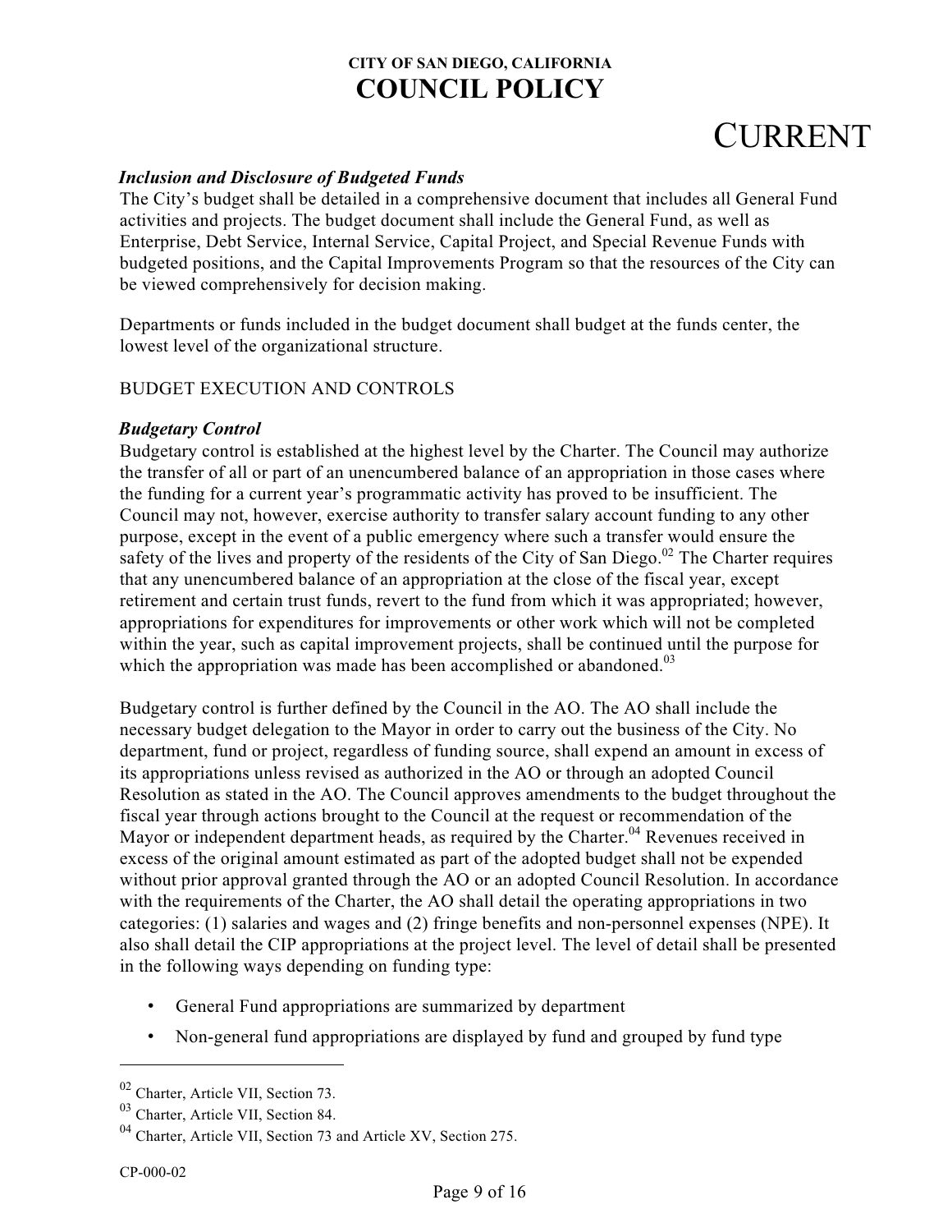### *Inclusion and Disclosure of Budgeted Funds*

The City's budget shall be detailed in a comprehensive document that includes all General Fund activities and projects. The budget document shall include the General Fund, as well as Enterprise, Debt Service, Internal Service, Capital Project, and Special Revenue Funds with budgeted positions, and the Capital Improvements Program so that the resources of the City can be viewed comprehensively for decision making.

Departments or funds included in the budget document shall budget at the funds center, the lowest level of the organizational structure.

BUDGET EXECUTION AND CONTROLS

### *Budgetary Control*

Budgetary control is established at the highest level by the Charter. The Council may authorize the transfer of all or part of an unencumbered balance of an appropriation in those cases where the funding for a current year's programmatic activity has proved to be insufficient. The Council may not, however, exercise authority to transfer salary account funding to any other purpose, except in the event of a public emergency where such a transfer would ensure the safety of the lives and property of the residents of the City of San Diego.[02] The Charter requires that any unencumbered balance of an appropriation at the close of the fiscal year, except retirement and certain trust funds, revert to the fund from which it was appropriated; however, appropriations for expenditures for improvements or other work which will not be completed within the year, such as capital improvement projects, shall be continued until the purpose for which the appropriation was made has been accomplished or abandoned.[03]

Budgetary control is further defined by the Council in the AO. The AO shall include the necessary budget delegation to the Mayor in order to carry out the business of the City. No department, fund or project, regardless of funding source, shall expend an amount in excess of its appropriations unless revised as authorized in the AO or through an adopted Council Resolution as stated in the AO. The Council approves amendments to the budget throughout the fiscal year through actions brought to the Council at the request or recommendation of the Mayor or independent department heads, as required by the Charter.[04] Revenues received in excess of the original amount estimated as part of the adopted budget shall not be expended without prior approval granted through the AO or an adopted Council Resolution. In accordance with the requirements of the Charter, the AO shall detail the operating appropriations in two categories: (1) salaries and wages and (2) fringe benefits and non-personnel expenses (NPE). It also shall detail the CIP appropriations at the project level. The level of detail shall be presented in the following ways depending on funding type:

- General Fund appropriations are summarized by department
- Non-general fund appropriations are displayed by fund and grouped by fund type

---

[02] Charter, Article VII, Section 73.

[03] Charter, Article VII, Section 84.

[04] Charter, Article VII, Section 73 and Article XV, Section 275.

CP-000-02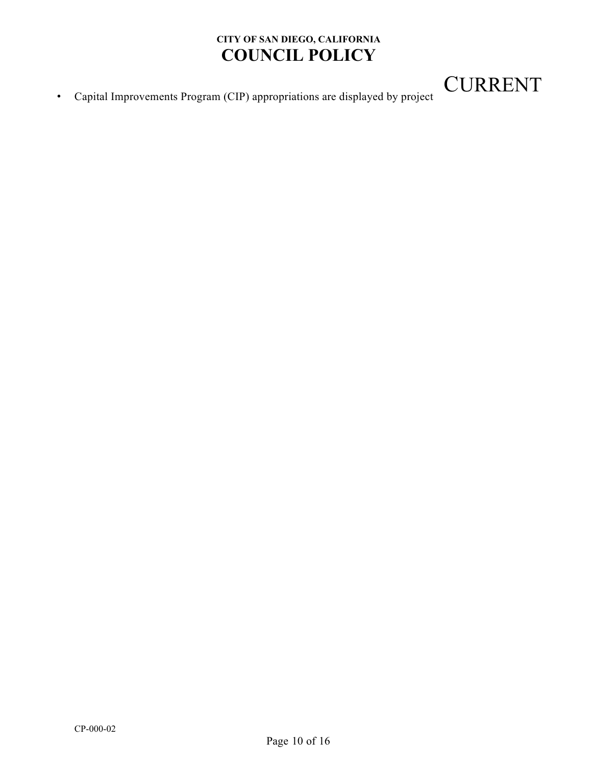- Capital Improvements Program (CIP) appropriations are displayed by project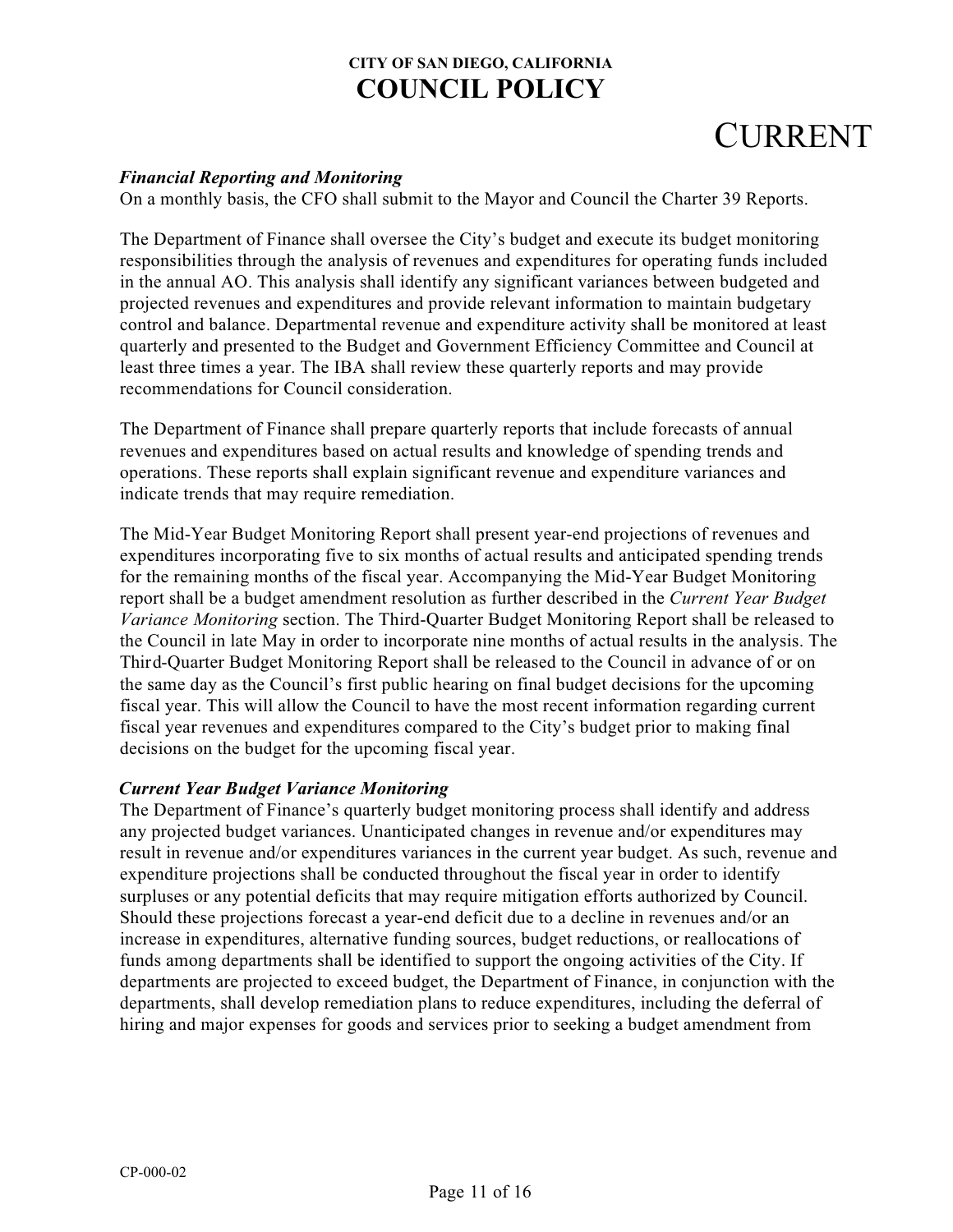### *Financial Reporting and Monitoring*

On a monthly basis, the CFO shall submit to the Mayor and Council the Charter 39 Reports.

The Department of Finance shall oversee the City's budget and execute its budget monitoring responsibilities through the analysis of revenues and expenditures for operating funds included in the annual AO. This analysis shall identify any significant variances between budgeted and projected revenues and expenditures and provide relevant information to maintain budgetary control and balance. Departmental revenue and expenditure activity shall be monitored at least quarterly and presented to the Budget and Government Efficiency Committee and Council at least three times a year. The IBA shall review these quarterly reports and may provide recommendations for Council consideration.

The Department of Finance shall prepare quarterly reports that include forecasts of annual revenues and expenditures based on actual results and knowledge of spending trends and operations. These reports shall explain significant revenue and expenditure variances and indicate trends that may require remediation.

The Mid-Year Budget Monitoring Report shall present year-end projections of revenues and expenditures incorporating five to six months of actual results and anticipated spending trends for the remaining months of the fiscal year. Accompanying the Mid-Year Budget Monitoring report shall be a budget amendment resolution as further described in the *Current Year Budget Variance Monitoring* section. The Third-Quarter Budget Monitoring Report shall be released to the Council in late May in order to incorporate nine months of actual results in the analysis. The Third-Quarter Budget Monitoring Report shall be released to the Council in advance of or on the same day as the Council's first public hearing on final budget decisions for the upcoming fiscal year. This will allow the Council to have the most recent information regarding current fiscal year revenues and expenditures compared to the City's budget prior to making final decisions on the budget for the upcoming fiscal year.

### *Current Year Budget Variance Monitoring*

The Department of Finance's quarterly budget monitoring process shall identify and address any projected budget variances. Unanticipated changes in revenue and/or expenditures may result in revenue and/or expenditures variances in the current year budget. As such, revenue and expenditure projections shall be conducted throughout the fiscal year in order to identify surpluses or any potential deficits that may require mitigation efforts authorized by Council. Should these projections forecast a year-end deficit due to a decline in revenues and/or an increase in expenditures, alternative funding sources, budget reductions, or reallocations of funds among departments shall be identified to support the ongoing activities of the City. If departments are projected to exceed budget, the Department of Finance, in conjunction with the departments, shall develop remediation plans to reduce expenditures, including the deferral of hiring and major expenses for goods and services prior to seeking a budget amendment from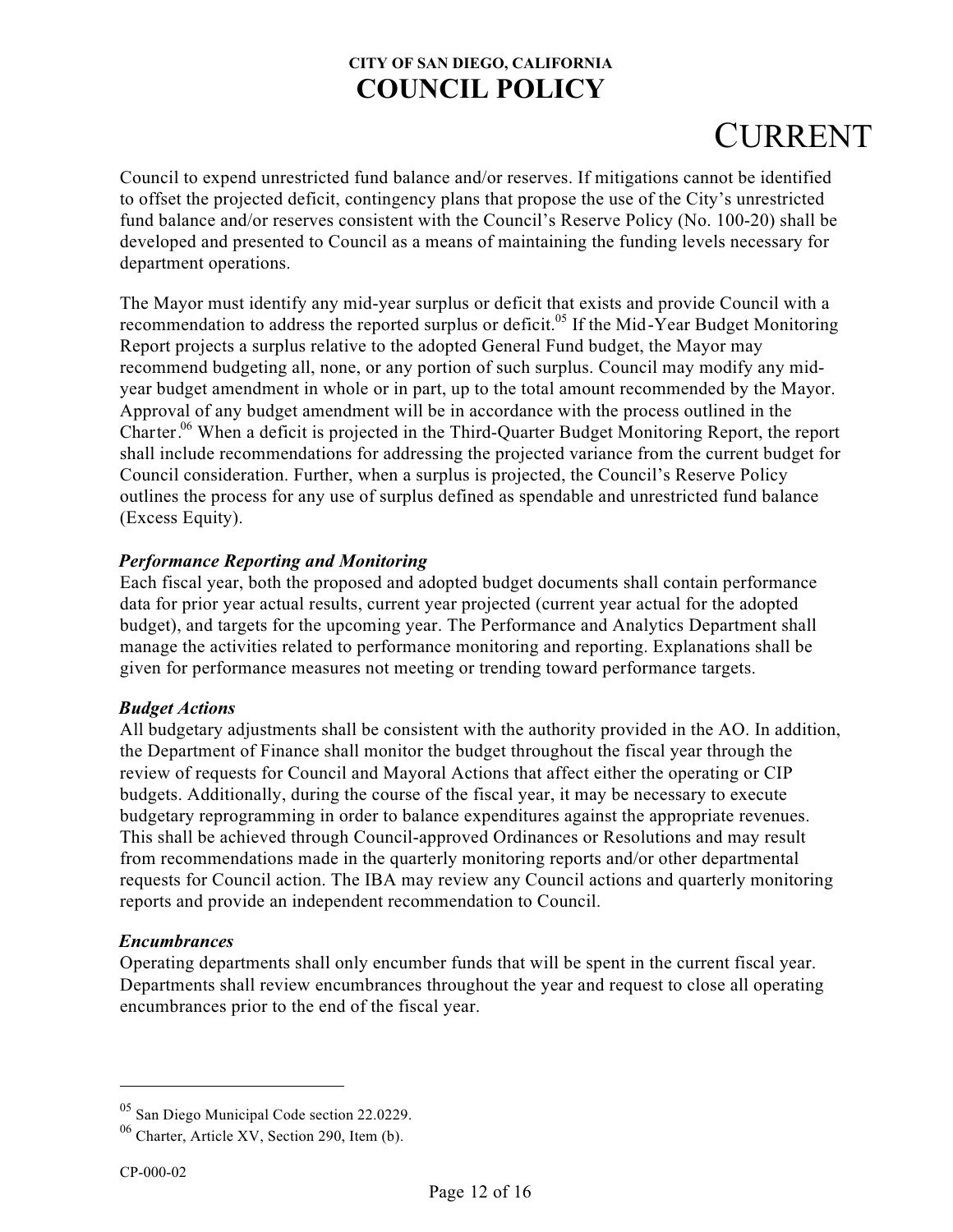Council to expend unrestricted fund balance and/or reserves. If mitigations cannot be identified to offset the projected deficit, contingency plans that propose the use of the City's unrestricted fund balance and/or reserves consistent with the Council's Reserve Policy (No. 100-20) shall be developed and presented to Council as a means of maintaining the funding levels necessary for department operations.

The Mayor must identify any mid-year surplus or deficit that exists and provide Council with a recommendation to address the reported surplus or deficit.[05] If the Mid-Year Budget Monitoring Report projects a surplus relative to the adopted General Fund budget, the Mayor may recommend budgeting all, none, or any portion of such surplus. Council may modify any mid-year budget amendment in whole or in part, up to the total amount recommended by the Mayor. Approval of any budget amendment will be in accordance with the process outlined in the Charter.[06] When a deficit is projected in the Third-Quarter Budget Monitoring Report, the report shall include recommendations for addressing the projected variance from the current budget for Council consideration. Further, when a surplus is projected, the Council's Reserve Policy outlines the process for any use of surplus defined as spendable and unrestricted fund balance (Excess Equity).

***Performance Reporting and Monitoring***
Each fiscal year, both the proposed and adopted budget documents shall contain performance data for prior year actual results, current year projected (current year actual for the adopted budget), and targets for the upcoming year. The Performance and Analytics Department shall manage the activities related to performance monitoring and reporting. Explanations shall be given for performance measures not meeting or trending toward performance targets.

***Budget Actions***
All budgetary adjustments shall be consistent with the authority provided in the AO. In addition, the Department of Finance shall monitor the budget throughout the fiscal year through the review of requests for Council and Mayoral Actions that affect either the operating or CIP budgets. Additionally, during the course of the fiscal year, it may be necessary to execute budgetary reprogramming in order to balance expenditures against the appropriate revenues. This shall be achieved through Council-approved Ordinances or Resolutions and may result from recommendations made in the quarterly monitoring reports and/or other departmental requests for Council action. The IBA may review any Council actions and quarterly monitoring reports and provide an independent recommendation to Council.

***Encumbrances***
Operating departments shall only encumber funds that will be spent in the current fiscal year. Departments shall review encumbrances throughout the year and request to close all operating encumbrances prior to the end of the fiscal year.

---

[05] San Diego Municipal Code section 22.0229.
[06] Charter, Article XV, Section 290, Item (b).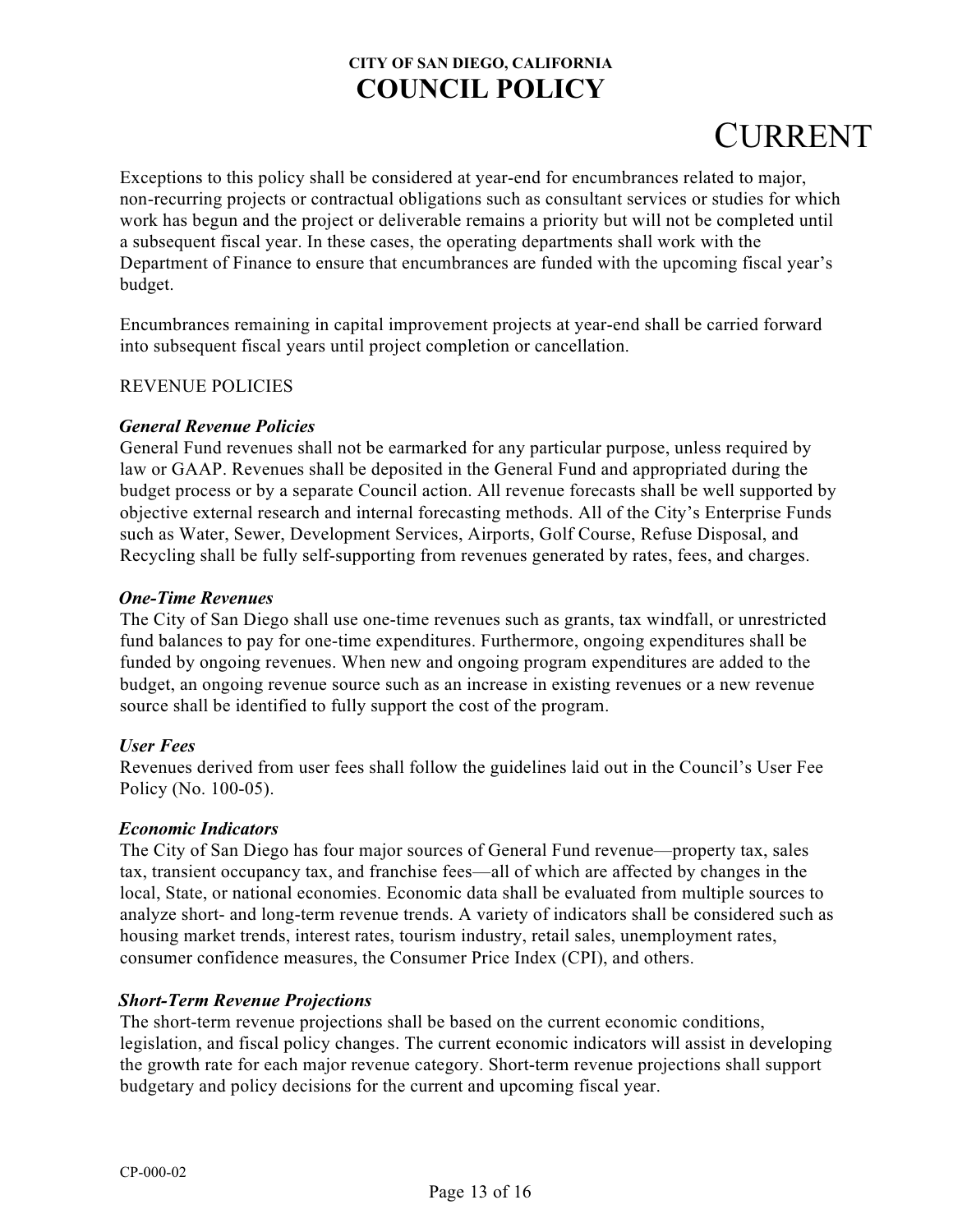Exceptions to this policy shall be considered at year-end for encumbrances related to major, non-recurring projects or contractual obligations such as consultant services or studies for which work has begun and the project or deliverable remains a priority but will not be completed until a subsequent fiscal year. In these cases, the operating departments shall work with the Department of Finance to ensure that encumbrances are funded with the upcoming fiscal year's budget.

Encumbrances remaining in capital improvement projects at year-end shall be carried forward into subsequent fiscal years until project completion or cancellation.

REVENUE POLICIES

***General Revenue Policies***
General Fund revenues shall not be earmarked for any particular purpose, unless required by law or GAAP. Revenues shall be deposited in the General Fund and appropriated during the budget process or by a separate Council action. All revenue forecasts shall be well supported by objective external research and internal forecasting methods. All of the City's Enterprise Funds such as Water, Sewer, Development Services, Airports, Golf Course, Refuse Disposal, and Recycling shall be fully self-supporting from revenues generated by rates, fees, and charges.

***One-Time Revenues***
The City of San Diego shall use one-time revenues such as grants, tax windfall, or unrestricted fund balances to pay for one-time expenditures. Furthermore, ongoing expenditures shall be funded by ongoing revenues. When new and ongoing program expenditures are added to the budget, an ongoing revenue source such as an increase in existing revenues or a new revenue source shall be identified to fully support the cost of the program.

***User Fees***
Revenues derived from user fees shall follow the guidelines laid out in the Council's User Fee Policy (No. 100-05).

***Economic Indicators***
The City of San Diego has four major sources of General Fund revenue—property tax, sales tax, transient occupancy tax, and franchise fees—all of which are affected by changes in the local, State, or national economies. Economic data shall be evaluated from multiple sources to analyze short- and long-term revenue trends. A variety of indicators shall be considered such as housing market trends, interest rates, tourism industry, retail sales, unemployment rates, consumer confidence measures, the Consumer Price Index (CPI), and others.

***Short-Term Revenue Projections***
The short-term revenue projections shall be based on the current economic conditions, legislation, and fiscal policy changes. The current economic indicators will assist in developing the growth rate for each major revenue category. Short-term revenue projections shall support budgetary and policy decisions for the current and upcoming fiscal year.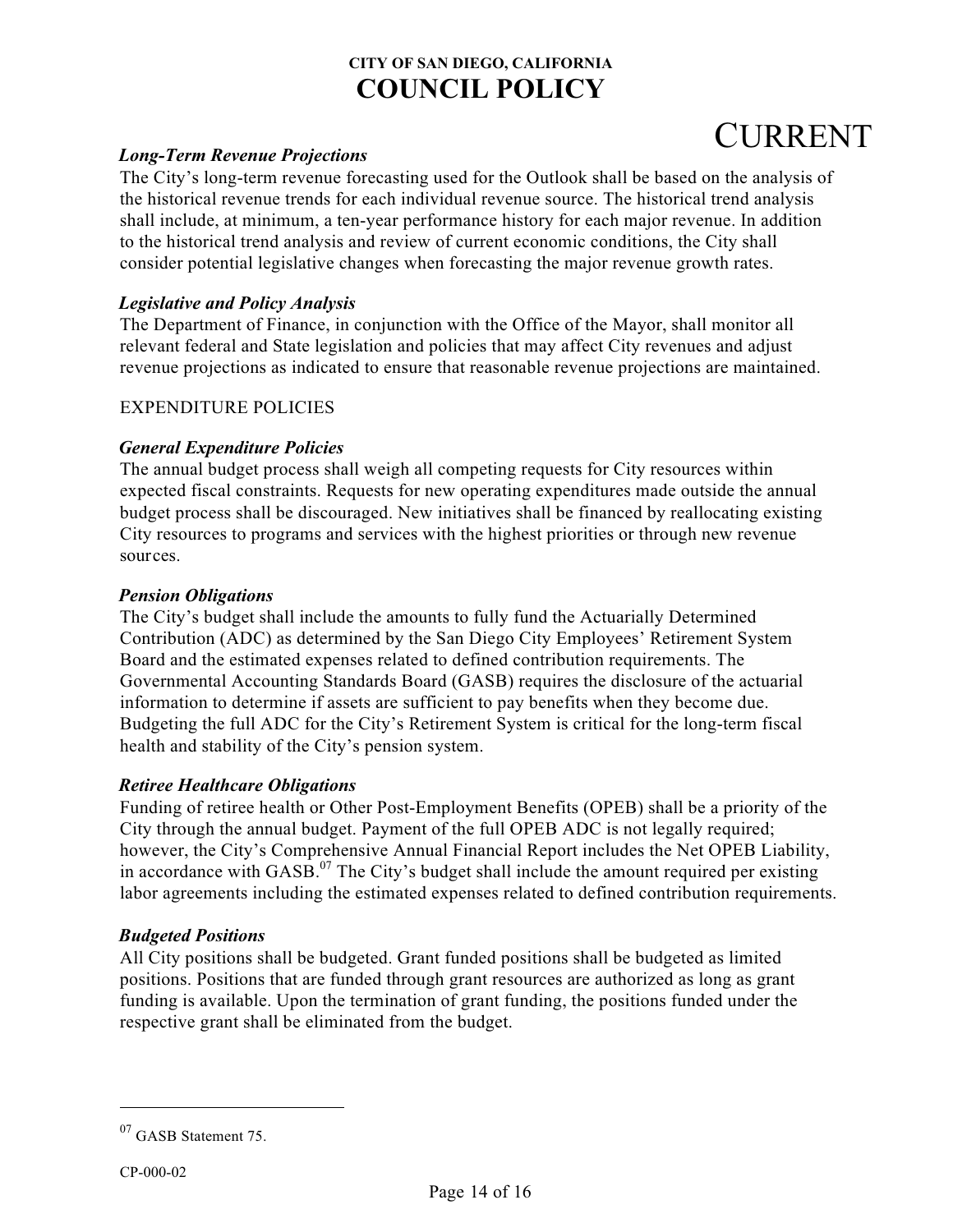***Long-Term Revenue Projections***

The City's long-term revenue forecasting used for the Outlook shall be based on the analysis of the historical revenue trends for each individual revenue source. The historical trend analysis shall include, at minimum, a ten-year performance history for each major revenue. In addition to the historical trend analysis and review of current economic conditions, the City shall consider potential legislative changes when forecasting the major revenue growth rates.

***Legislative and Policy Analysis***

The Department of Finance, in conjunction with the Office of the Mayor, shall monitor all relevant federal and State legislation and policies that may affect City revenues and adjust revenue projections as indicated to ensure that reasonable revenue projections are maintained.

EXPENDITURE POLICIES

***General Expenditure Policies***

The annual budget process shall weigh all competing requests for City resources within expected fiscal constraints. Requests for new operating expenditures made outside the annual budget process shall be discouraged. New initiatives shall be financed by reallocating existing City resources to programs and services with the highest priorities or through new revenue sources.

***Pension Obligations***

The City's budget shall include the amounts to fully fund the Actuarially Determined Contribution (ADC) as determined by the San Diego City Employees' Retirement System Board and the estimated expenses related to defined contribution requirements. The Governmental Accounting Standards Board (GASB) requires the disclosure of the actuarial information to determine if assets are sufficient to pay benefits when they become due. Budgeting the full ADC for the City's Retirement System is critical for the long-term fiscal health and stability of the City's pension system.

***Retiree Healthcare Obligations***

Funding of retiree health or Other Post-Employment Benefits (OPEB) shall be a priority of the City through the annual budget. Payment of the full OPEB ADC is not legally required; however, the City's Comprehensive Annual Financial Report includes the Net OPEB Liability, in accordance with GASB.[07] The City's budget shall include the amount required per existing labor agreements including the estimated expenses related to defined contribution requirements.

***Budgeted Positions***

All City positions shall be budgeted. Grant funded positions shall be budgeted as limited positions. Positions that are funded through grant resources are authorized as long as grant funding is available. Upon the termination of grant funding, the positions funded under the respective grant shall be eliminated from the budget.

---

[07] GASB Statement 75.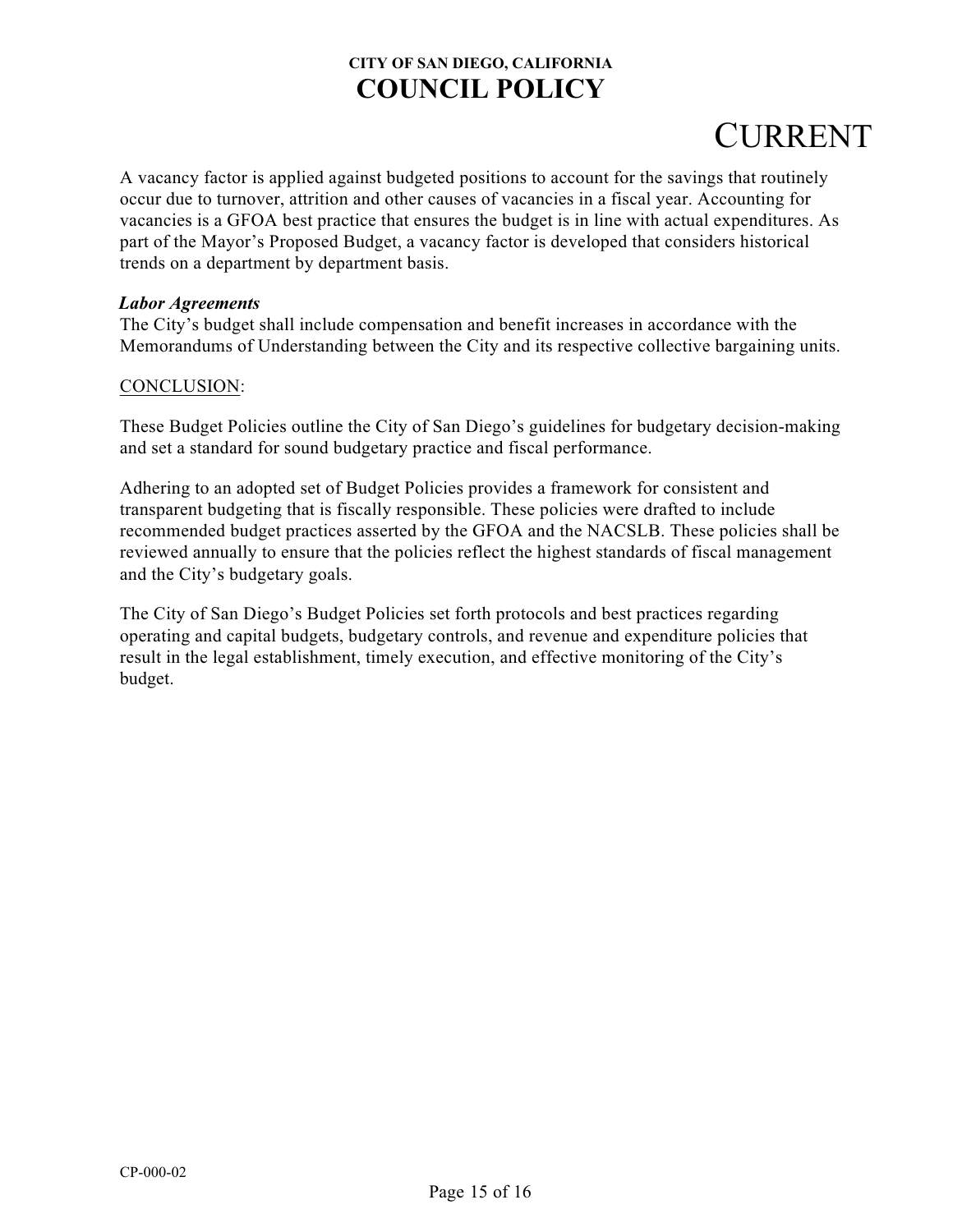A vacancy factor is applied against budgeted positions to account for the savings that routinely occur due to turnover, attrition and other causes of vacancies in a fiscal year. Accounting for vacancies is a GFOA best practice that ensures the budget is in line with actual expenditures. As part of the Mayor's Proposed Budget, a vacancy factor is developed that considers historical trends on a department by department basis.

***Labor Agreements***

The City's budget shall include compensation and benefit increases in accordance with the Memorandums of Understanding between the City and its respective collective bargaining units.

CONCLUSION:

These Budget Policies outline the City of San Diego's guidelines for budgetary decision-making and set a standard for sound budgetary practice and fiscal performance.

Adhering to an adopted set of Budget Policies provides a framework for consistent and transparent budgeting that is fiscally responsible. These policies were drafted to include recommended budget practices asserted by the GFOA and the NACSLB. These policies shall be reviewed annually to ensure that the policies reflect the highest standards of fiscal management and the City's budgetary goals.

The City of San Diego's Budget Policies set forth protocols and best practices regarding operating and capital budgets, budgetary controls, and revenue and expenditure policies that result in the legal establishment, timely execution, and effective monitoring of the City's budget.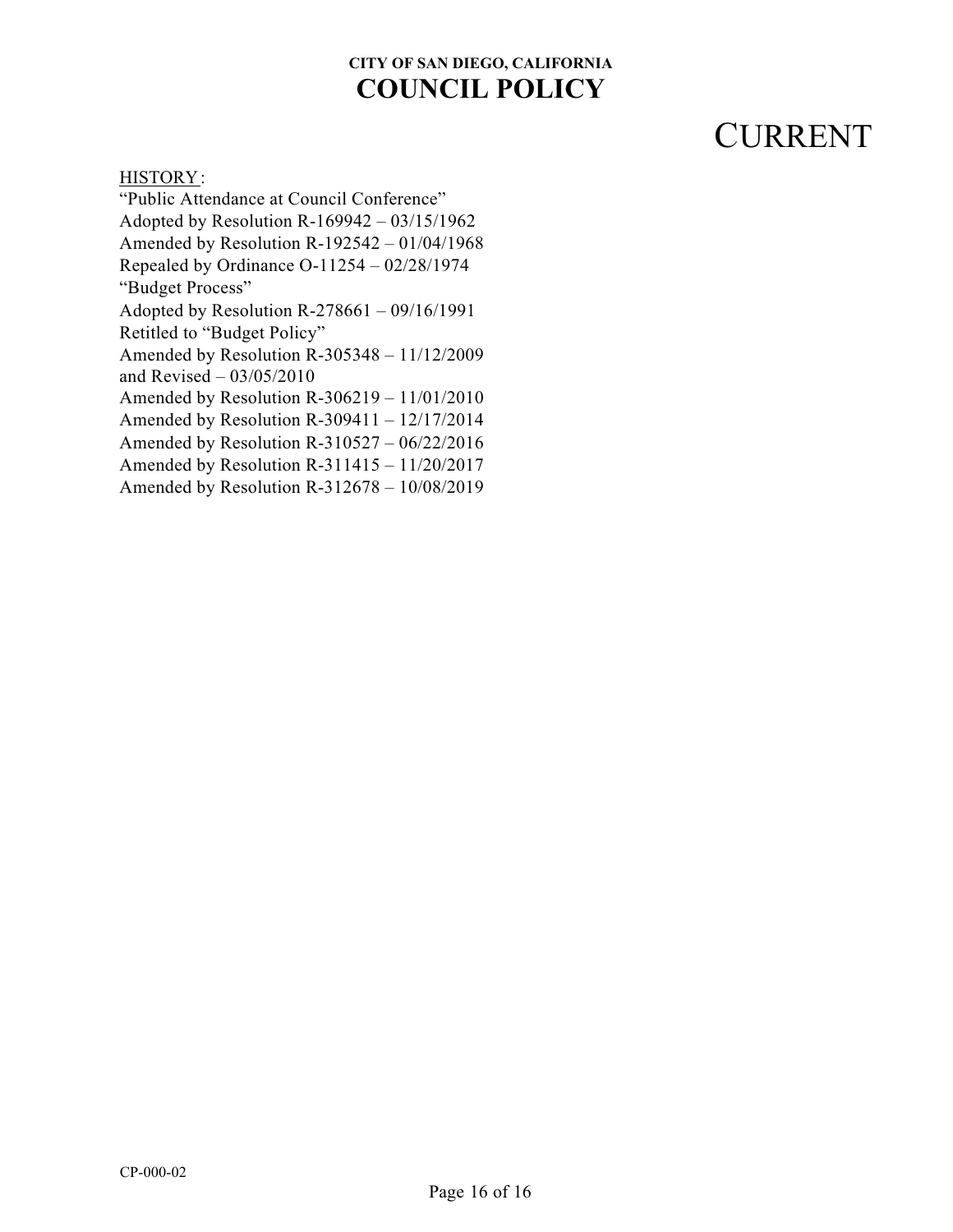CURRENT

HISTORY:

"Public Attendance at Council Conference"
Adopted by Resolution R-169942 – 03/15/1962
Amended by Resolution R-192542 – 01/04/1968
Repealed by Ordinance O-11254 – 02/28/1974
"Budget Process"
Adopted by Resolution R-278661 – 09/16/1991
Retitled to "Budget Policy"
Amended by Resolution R-305348 – 11/12/2009
and Revised – 03/05/2010
Amended by Resolution R-306219 – 11/01/2010
Amended by Resolution R-309411 – 12/17/2014
Amended by Resolution R-310527 – 06/22/2016
Amended by Resolution R-311415 – 11/20/2017
Amended by Resolution R-312678 – 10/08/2019